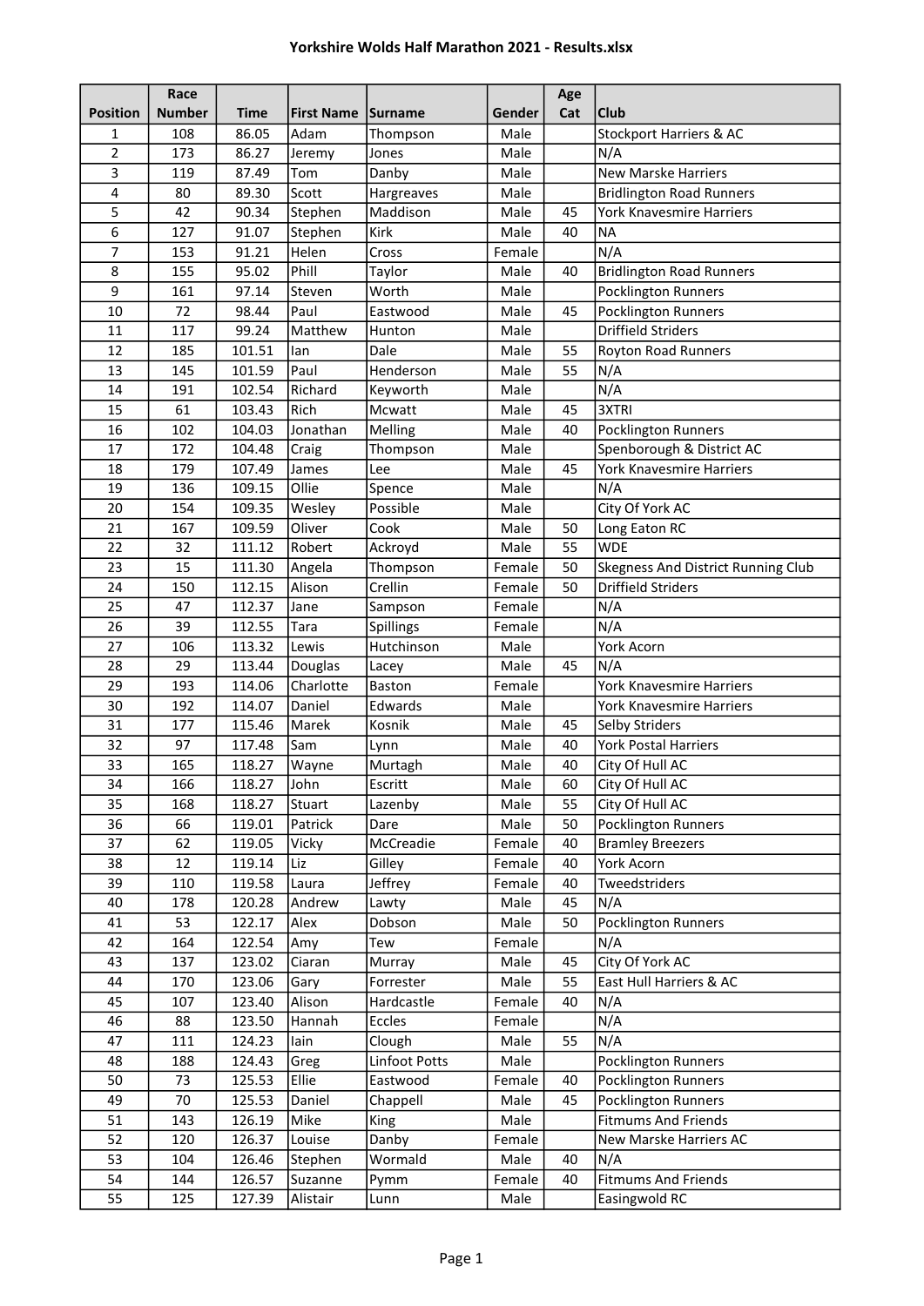# Yorkshire Wolds Half Marathon 2021 - Results.xlsx

| Position | Race Number | Time | First Name | Surname | Gender | Age Cat | Club |
|---|---|---|---|---|---|---|---|
| 1 | 108 | 86.05 | Adam | Thompson | Male | | Stockport Harriers & AC |
| 2 | 173 | 86.27 | Jeremy | Jones | Male | | N/A |
| 3 | 119 | 87.49 | Tom | Danby | Male | | New Marske Harriers |
| 4 | 80 | 89.30 | Scott | Hargreaves | Male | | Bridlington Road Runners |
| 5 | 42 | 90.34 | Stephen | Maddison | Male | 45 | York Knavesmire Harriers |
| 6 | 127 | 91.07 | Stephen | Kirk | Male | 40 | NA |
| 7 | 153 | 91.21 | Helen | Cross | Female | | N/A |
| 8 | 155 | 95.02 | Phill | Taylor | Male | 40 | Bridlington Road Runners |
| 9 | 161 | 97.14 | Steven | Worth | Male | | Pocklington Runners |
| 10 | 72 | 98.44 | Paul | Eastwood | Male | 45 | Pocklington Runners |
| 11 | 117 | 99.24 | Matthew | Hunton | Male | | Driffield Striders |
| 12 | 185 | 101.51 | Ian | Dale | Male | 55 | Royton Road Runners |
| 13 | 145 | 101.59 | Paul | Henderson | Male | 55 | N/A |
| 14 | 191 | 102.54 | Richard | Keyworth | Male | | N/A |
| 15 | 61 | 103.43 | Rich | Mcwatt | Male | 45 | 3XTRI |
| 16 | 102 | 104.03 | Jonathan | Melling | Male | 40 | Pocklington Runners |
| 17 | 172 | 104.48 | Craig | Thompson | Male | | Spenborough & District AC |
| 18 | 179 | 107.49 | James | Lee | Male | 45 | York Knavesmire Harriers |
| 19 | 136 | 109.15 | Ollie | Spence | Male | | N/A |
| 20 | 154 | 109.35 | Wesley | Possible | Male | | City Of York AC |
| 21 | 167 | 109.59 | Oliver | Cook | Male | 50 | Long Eaton RC |
| 22 | 32 | 111.12 | Robert | Ackroyd | Male | 55 | WDE |
| 23 | 15 | 111.30 | Angela | Thompson | Female | 50 | Skegness And District Running Club |
| 24 | 150 | 112.15 | Alison | Crellin | Female | 50 | Driffield Striders |
| 25 | 47 | 112.37 | Jane | Sampson | Female | | N/A |
| 26 | 39 | 112.55 | Tara | Spillings | Female | | N/A |
| 27 | 106 | 113.32 | Lewis | Hutchinson | Male | | York Acorn |
| 28 | 29 | 113.44 | Douglas | Lacey | Male | 45 | N/A |
| 29 | 193 | 114.06 | Charlotte | Baston | Female | | York Knavesmire Harriers |
| 30 | 192 | 114.07 | Daniel | Edwards | Male | | York Knavesmire Harriers |
| 31 | 177 | 115.46 | Marek | Kosnik | Male | 45 | Selby Striders |
| 32 | 97 | 117.48 | Sam | Lynn | Male | 40 | York Postal Harriers |
| 33 | 165 | 118.27 | Wayne | Murtagh | Male | 40 | City Of Hull AC |
| 34 | 166 | 118.27 | John | Escritt | Male | 60 | City Of Hull AC |
| 35 | 168 | 118.27 | Stuart | Lazenby | Male | 55 | City Of Hull AC |
| 36 | 66 | 119.01 | Patrick | Dare | Male | 50 | Pocklington Runners |
| 37 | 62 | 119.05 | Vicky | McCreadie | Female | 40 | Bramley Breezers |
| 38 | 12 | 119.14 | Liz | Gilley | Female | 40 | York Acorn |
| 39 | 110 | 119.58 | Laura | Jeffrey | Female | 40 | Tweedstriders |
| 40 | 178 | 120.28 | Andrew | Lawty | Male | 45 | N/A |
| 41 | 53 | 122.17 | Alex | Dobson | Male | 50 | Pocklington Runners |
| 42 | 164 | 122.54 | Amy | Tew | Female | | N/A |
| 43 | 137 | 123.02 | Ciaran | Murray | Male | 45 | City Of York AC |
| 44 | 170 | 123.06 | Gary | Forrester | Male | 55 | East Hull Harriers & AC |
| 45 | 107 | 123.40 | Alison | Hardcastle | Female | 40 | N/A |
| 46 | 88 | 123.50 | Hannah | Eccles | Female | | N/A |
| 47 | 111 | 124.23 | Iain | Clough | Male | 55 | N/A |
| 48 | 188 | 124.43 | Greg | Linfoot Potts | Male | | Pocklington Runners |
| 50 | 73 | 125.53 | Ellie | Eastwood | Female | 40 | Pocklington Runners |
| 49 | 70 | 125.53 | Daniel | Chappell | Male | 45 | Pocklington Runners |
| 51 | 143 | 126.19 | Mike | King | Male | | Fitmums And Friends |
| 52 | 120 | 126.37 | Louise | Danby | Female | | New Marske Harriers AC |
| 53 | 104 | 126.46 | Stephen | Wormald | Male | 40 | N/A |
| 54 | 144 | 126.57 | Suzanne | Pymm | Female | 40 | Fitmums And Friends |
| 55 | 125 | 127.39 | Alistair | Lunn | Male | | Easingwold RC |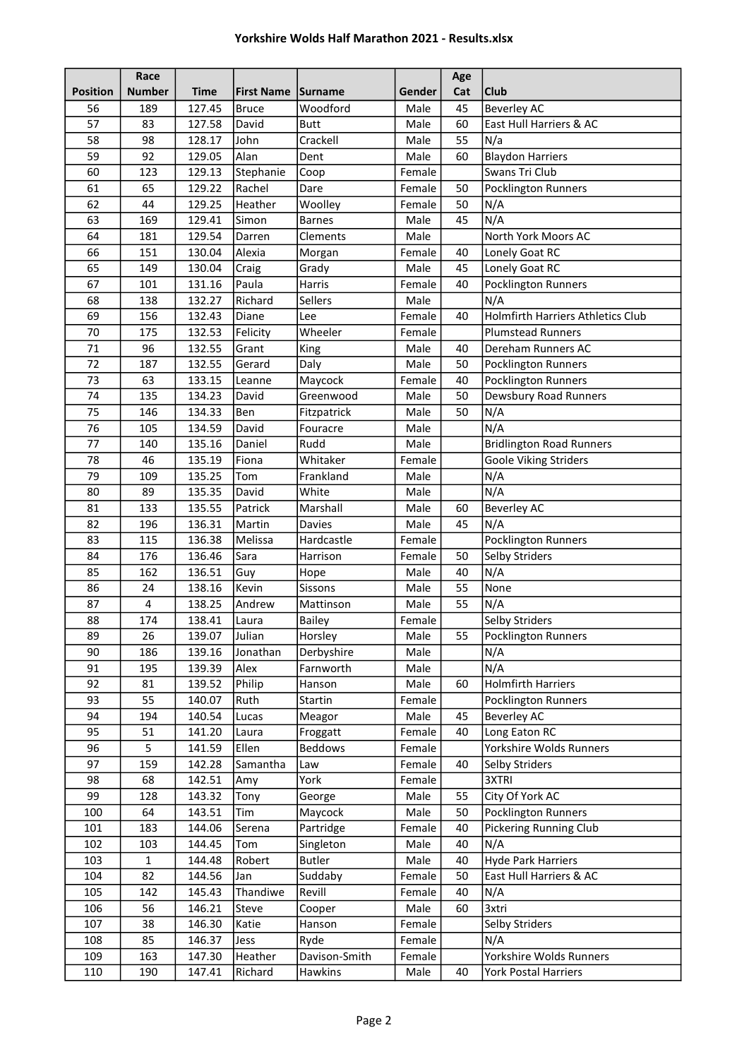| Position | Race Number | Time | First Name | Surname | Gender | Age Cat | Club |
|---|---|---|---|---|---|---|---|
| 56 | 189 | 127.45 | Bruce | Woodford | Male | 45 | Beverley AC |
| 57 | 83 | 127.58 | David | Butt | Male | 60 | East Hull Harriers & AC |
| 58 | 98 | 128.17 | John | Crackell | Male | 55 | N/a |
| 59 | 92 | 129.05 | Alan | Dent | Male | 60 | Blaydon Harriers |
| 60 | 123 | 129.13 | Stephanie | Coop | Female | | Swans Tri Club |
| 61 | 65 | 129.22 | Rachel | Dare | Female | 50 | Pocklington Runners |
| 62 | 44 | 129.25 | Heather | Woolley | Female | 50 | N/A |
| 63 | 169 | 129.41 | Simon | Barnes | Male | 45 | N/A |
| 64 | 181 | 129.54 | Darren | Clements | Male | | North York Moors AC |
| 66 | 151 | 130.04 | Alexia | Morgan | Female | 40 | Lonely Goat RC |
| 65 | 149 | 130.04 | Craig | Grady | Male | 45 | Lonely Goat RC |
| 67 | 101 | 131.16 | Paula | Harris | Female | 40 | Pocklington Runners |
| 68 | 138 | 132.27 | Richard | Sellers | Male | | N/A |
| 69 | 156 | 132.43 | Diane | Lee | Female | 40 | Holmfirth Harriers Athletics Club |
| 70 | 175 | 132.53 | Felicity | Wheeler | Female | | Plumstead Runners |
| 71 | 96 | 132.55 | Grant | King | Male | 40 | Dereham Runners AC |
| 72 | 187 | 132.55 | Gerard | Daly | Male | 50 | Pocklington Runners |
| 73 | 63 | 133.15 | Leanne | Maycock | Female | 40 | Pocklington Runners |
| 74 | 135 | 134.23 | David | Greenwood | Male | 50 | Dewsbury Road Runners |
| 75 | 146 | 134.33 | Ben | Fitzpatrick | Male | 50 | N/A |
| 76 | 105 | 134.59 | David | Fouracre | Male | | N/A |
| 77 | 140 | 135.16 | Daniel | Rudd | Male | | Bridlington Road Runners |
| 78 | 46 | 135.19 | Fiona | Whitaker | Female | | Goole Viking Striders |
| 79 | 109 | 135.25 | Tom | Frankland | Male | | N/A |
| 80 | 89 | 135.35 | David | White | Male | | N/A |
| 81 | 133 | 135.55 | Patrick | Marshall | Male | 60 | Beverley AC |
| 82 | 196 | 136.31 | Martin | Davies | Male | 45 | N/A |
| 83 | 115 | 136.38 | Melissa | Hardcastle | Female | | Pocklington Runners |
| 84 | 176 | 136.46 | Sara | Harrison | Female | 50 | Selby Striders |
| 85 | 162 | 136.51 | Guy | Hope | Male | 40 | N/A |
| 86 | 24 | 138.16 | Kevin | Sissons | Male | 55 | None |
| 87 | 4 | 138.25 | Andrew | Mattinson | Male | 55 | N/A |
| 88 | 174 | 138.41 | Laura | Bailey | Female | | Selby Striders |
| 89 | 26 | 139.07 | Julian | Horsley | Male | 55 | Pocklington Runners |
| 90 | 186 | 139.16 | Jonathan | Derbyshire | Male | | N/A |
| 91 | 195 | 139.39 | Alex | Farnworth | Male | | N/A |
| 92 | 81 | 139.52 | Philip | Hanson | Male | 60 | Holmfirth Harriers |
| 93 | 55 | 140.07 | Ruth | Startin | Female | | Pocklington Runners |
| 94 | 194 | 140.54 | Lucas | Meagor | Male | 45 | Beverley AC |
| 95 | 51 | 141.20 | Laura | Froggatt | Female | 40 | Long Eaton RC |
| 96 | 5 | 141.59 | Ellen | Beddows | Female | | Yorkshire Wolds Runners |
| 97 | 159 | 142.28 | Samantha | Law | Female | 40 | Selby Striders |
| 98 | 68 | 142.51 | Amy | York | Female | | 3XTRI |
| 99 | 128 | 143.32 | Tony | George | Male | 55 | City Of York AC |
| 100 | 64 | 143.51 | Tim | Maycock | Male | 50 | Pocklington Runners |
| 101 | 183 | 144.06 | Serena | Partridge | Female | 40 | Pickering Running Club |
| 102 | 103 | 144.45 | Tom | Singleton | Male | 40 | N/A |
| 103 | 1 | 144.48 | Robert | Butler | Male | 40 | Hyde Park Harriers |
| 104 | 82 | 144.56 | Jan | Suddaby | Female | 50 | East Hull Harriers & AC |
| 105 | 142 | 145.43 | Thandiwe | Revill | Female | 40 | N/A |
| 106 | 56 | 146.21 | Steve | Cooper | Male | 60 | 3xtri |
| 107 | 38 | 146.30 | Katie | Hanson | Female | | Selby Striders |
| 108 | 85 | 146.37 | Jess | Ryde | Female | | N/A |
| 109 | 163 | 147.30 | Heather | Davison-Smith | Female | | Yorkshire Wolds Runners |
| 110 | 190 | 147.41 | Richard | Hawkins | Male | 40 | York Postal Harriers |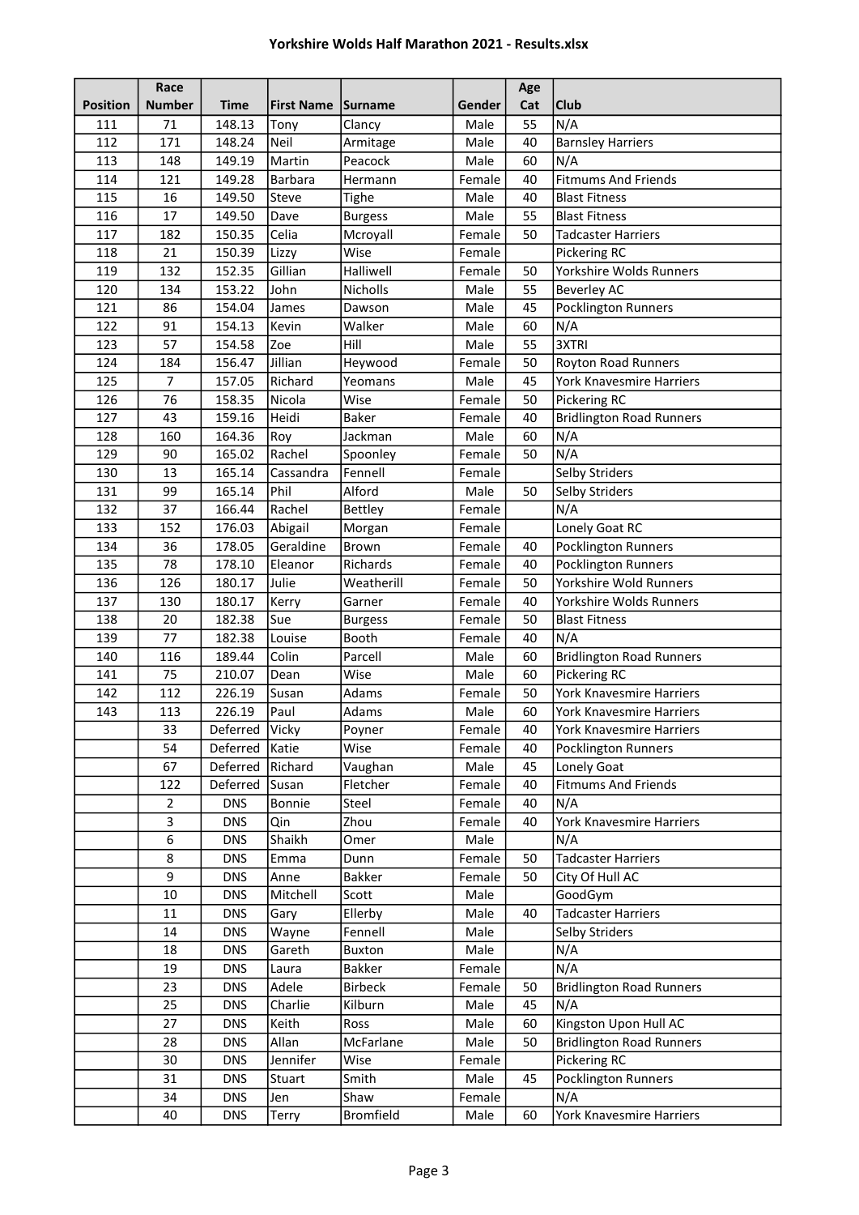| Position | Race Number | Time | First Name | Surname | Gender | Age Cat | Club |
|---|---|---|---|---|---|---|---|
| 111 | 71 | 148.13 | Tony | Clancy | Male | 55 | N/A |
| 112 | 171 | 148.24 | Neil | Armitage | Male | 40 | Barnsley Harriers |
| 113 | 148 | 149.19 | Martin | Peacock | Male | 60 | N/A |
| 114 | 121 | 149.28 | Barbara | Hermann | Female | 40 | Fitmums And Friends |
| 115 | 16 | 149.50 | Steve | Tighe | Male | 40 | Blast Fitness |
| 116 | 17 | 149.50 | Dave | Burgess | Male | 55 | Blast Fitness |
| 117 | 182 | 150.35 | Celia | Mcroyall | Female | 50 | Tadcaster Harriers |
| 118 | 21 | 150.39 | Lizzy | Wise | Female | | Pickering RC |
| 119 | 132 | 152.35 | Gillian | Halliwell | Female | 50 | Yorkshire Wolds Runners |
| 120 | 134 | 153.22 | John | Nicholls | Male | 55 | Beverley AC |
| 121 | 86 | 154.04 | James | Dawson | Male | 45 | Pocklington Runners |
| 122 | 91 | 154.13 | Kevin | Walker | Male | 60 | N/A |
| 123 | 57 | 154.58 | Zoe | Hill | Male | 55 | 3XTRI |
| 124 | 184 | 156.47 | Jillian | Heywood | Female | 50 | Royton Road Runners |
| 125 | 7 | 157.05 | Richard | Yeomans | Male | 45 | York Knavesmire Harriers |
| 126 | 76 | 158.35 | Nicola | Wise | Female | 50 | Pickering RC |
| 127 | 43 | 159.16 | Heidi | Baker | Female | 40 | Bridlington Road Runners |
| 128 | 160 | 164.36 | Roy | Jackman | Male | 60 | N/A |
| 129 | 90 | 165.02 | Rachel | Spoonley | Female | 50 | N/A |
| 130 | 13 | 165.14 | Cassandra | Fennell | Female | | Selby Striders |
| 131 | 99 | 165.14 | Phil | Alford | Male | 50 | Selby Striders |
| 132 | 37 | 166.44 | Rachel | Bettley | Female | | N/A |
| 133 | 152 | 176.03 | Abigail | Morgan | Female | | Lonely Goat RC |
| 134 | 36 | 178.05 | Geraldine | Brown | Female | 40 | Pocklington Runners |
| 135 | 78 | 178.10 | Eleanor | Richards | Female | 40 | Pocklington Runners |
| 136 | 126 | 180.17 | Julie | Weatherill | Female | 50 | Yorkshire Wold Runners |
| 137 | 130 | 180.17 | Kerry | Garner | Female | 40 | Yorkshire Wolds Runners |
| 138 | 20 | 182.38 | Sue | Burgess | Female | 50 | Blast Fitness |
| 139 | 77 | 182.38 | Louise | Booth | Female | 40 | N/A |
| 140 | 116 | 189.44 | Colin | Parcell | Male | 60 | Bridlington Road Runners |
| 141 | 75 | 210.07 | Dean | Wise | Male | 60 | Pickering RC |
| 142 | 112 | 226.19 | Susan | Adams | Female | 50 | York Knavesmire Harriers |
| 143 | 113 | 226.19 | Paul | Adams | Male | 60 | York Knavesmire Harriers |
| | 33 | Deferred | Vicky | Poyner | Female | 40 | York Knavesmire Harriers |
| | 54 | Deferred | Katie | Wise | Female | 40 | Pocklington Runners |
| | 67 | Deferred | Richard | Vaughan | Male | 45 | Lonely Goat |
| | 122 | Deferred | Susan | Fletcher | Female | 40 | Fitmums And Friends |
| | 2 | DNS | Bonnie | Steel | Female | 40 | N/A |
| | 3 | DNS | Qin | Zhou | Female | 40 | York Knavesmire Harriers |
| | 6 | DNS | Shaikh | Omer | Male | | N/A |
| | 8 | DNS | Emma | Dunn | Female | 50 | Tadcaster Harriers |
| | 9 | DNS | Anne | Bakker | Female | 50 | City Of Hull AC |
| | 10 | DNS | Mitchell | Scott | Male | | GoodGym |
| | 11 | DNS | Gary | Ellerby | Male | 40 | Tadcaster Harriers |
| | 14 | DNS | Wayne | Fennell | Male | | Selby Striders |
| | 18 | DNS | Gareth | Buxton | Male | | N/A |
| | 19 | DNS | Laura | Bakker | Female | | N/A |
| | 23 | DNS | Adele | Birbeck | Female | 50 | Bridlington Road Runners |
| | 25 | DNS | Charlie | Kilburn | Male | 45 | N/A |
| | 27 | DNS | Keith | Ross | Male | 60 | Kingston Upon Hull AC |
| | 28 | DNS | Allan | McFarlane | Male | 50 | Bridlington Road Runners |
| | 30 | DNS | Jennifer | Wise | Female | | Pickering RC |
| | 31 | DNS | Stuart | Smith | Male | 45 | Pocklington Runners |
| | 34 | DNS | Jen | Shaw | Female | | N/A |
| | 40 | DNS | Terry | Bromfield | Male | 60 | York Knavesmire Harriers |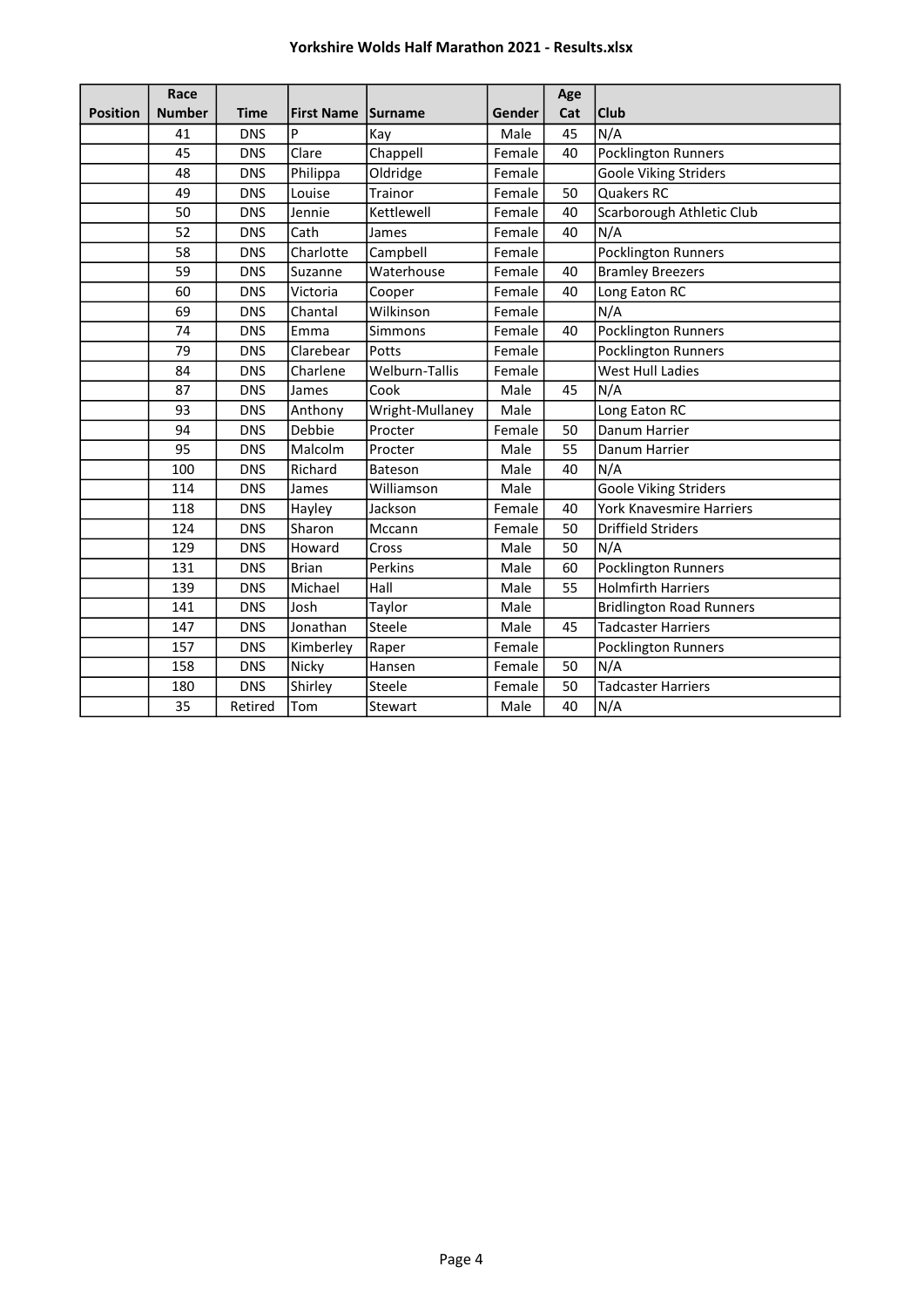| Position | Race Number | Time | First Name | Surname | Gender | Age Cat | Club |
|---|---|---|---|---|---|---|---|
| | 41 | DNS | P | Kay | Male | 45 | N/A |
| | 45 | DNS | Clare | Chappell | Female | 40 | Pocklington Runners |
| | 48 | DNS | Philippa | Oldridge | Female | | Goole Viking Striders |
| | 49 | DNS | Louise | Trainor | Female | 50 | Quakers RC |
| | 50 | DNS | Jennie | Kettlewell | Female | 40 | Scarborough Athletic Club |
| | 52 | DNS | Cath | James | Female | 40 | N/A |
| | 58 | DNS | Charlotte | Campbell | Female | | Pocklington Runners |
| | 59 | DNS | Suzanne | Waterhouse | Female | 40 | Bramley Breezers |
| | 60 | DNS | Victoria | Cooper | Female | 40 | Long Eaton RC |
| | 69 | DNS | Chantal | Wilkinson | Female | | N/A |
| | 74 | DNS | Emma | Simmons | Female | 40 | Pocklington Runners |
| | 79 | DNS | Clarebear | Potts | Female | | Pocklington Runners |
| | 84 | DNS | Charlene | Welburn-Tallis | Female | | West Hull Ladies |
| | 87 | DNS | James | Cook | Male | 45 | N/A |
| | 93 | DNS | Anthony | Wright-Mullaney | Male | | Long Eaton RC |
| | 94 | DNS | Debbie | Procter | Female | 50 | Danum Harrier |
| | 95 | DNS | Malcolm | Procter | Male | 55 | Danum Harrier |
| | 100 | DNS | Richard | Bateson | Male | 40 | N/A |
| | 114 | DNS | James | Williamson | Male | | Goole Viking Striders |
| | 118 | DNS | Hayley | Jackson | Female | 40 | York Knavesmire Harriers |
| | 124 | DNS | Sharon | Mccann | Female | 50 | Driffield Striders |
| | 129 | DNS | Howard | Cross | Male | 50 | N/A |
| | 131 | DNS | Brian | Perkins | Male | 60 | Pocklington Runners |
| | 139 | DNS | Michael | Hall | Male | 55 | Holmfirth Harriers |
| | 141 | DNS | Josh | Taylor | Male | | Bridlington Road Runners |
| | 147 | DNS | Jonathan | Steele | Male | 45 | Tadcaster Harriers |
| | 157 | DNS | Kimberley | Raper | Female | | Pocklington Runners |
| | 158 | DNS | Nicky | Hansen | Female | 50 | N/A |
| | 180 | DNS | Shirley | Steele | Female | 50 | Tadcaster Harriers |
| | 35 | Retired | Tom | Stewart | Male | 40 | N/A |